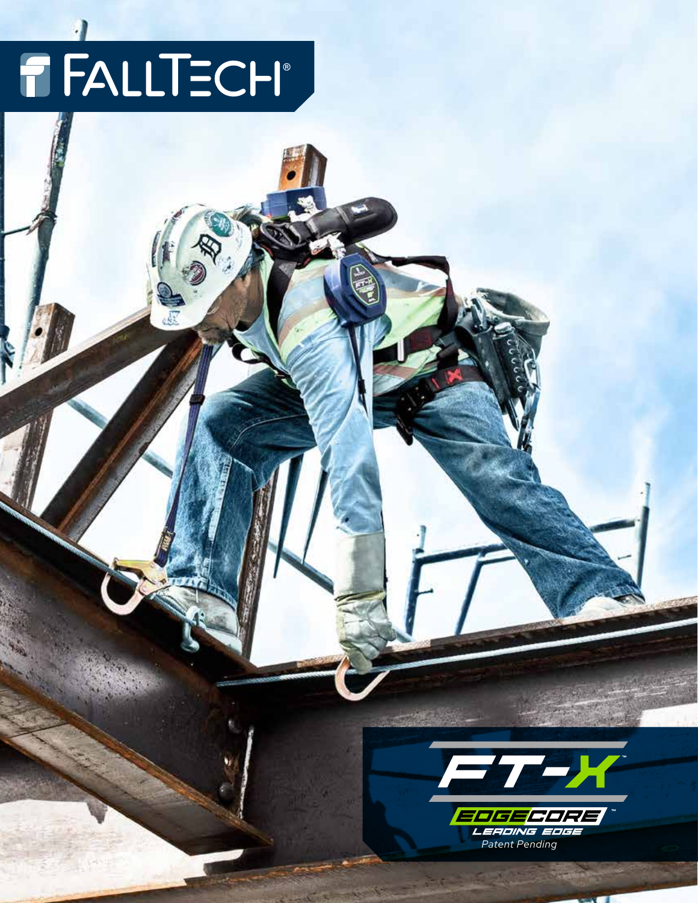# FALLTECH®

FT-X™

EDGECORE™

LEADING EDGE

*Patent Pending*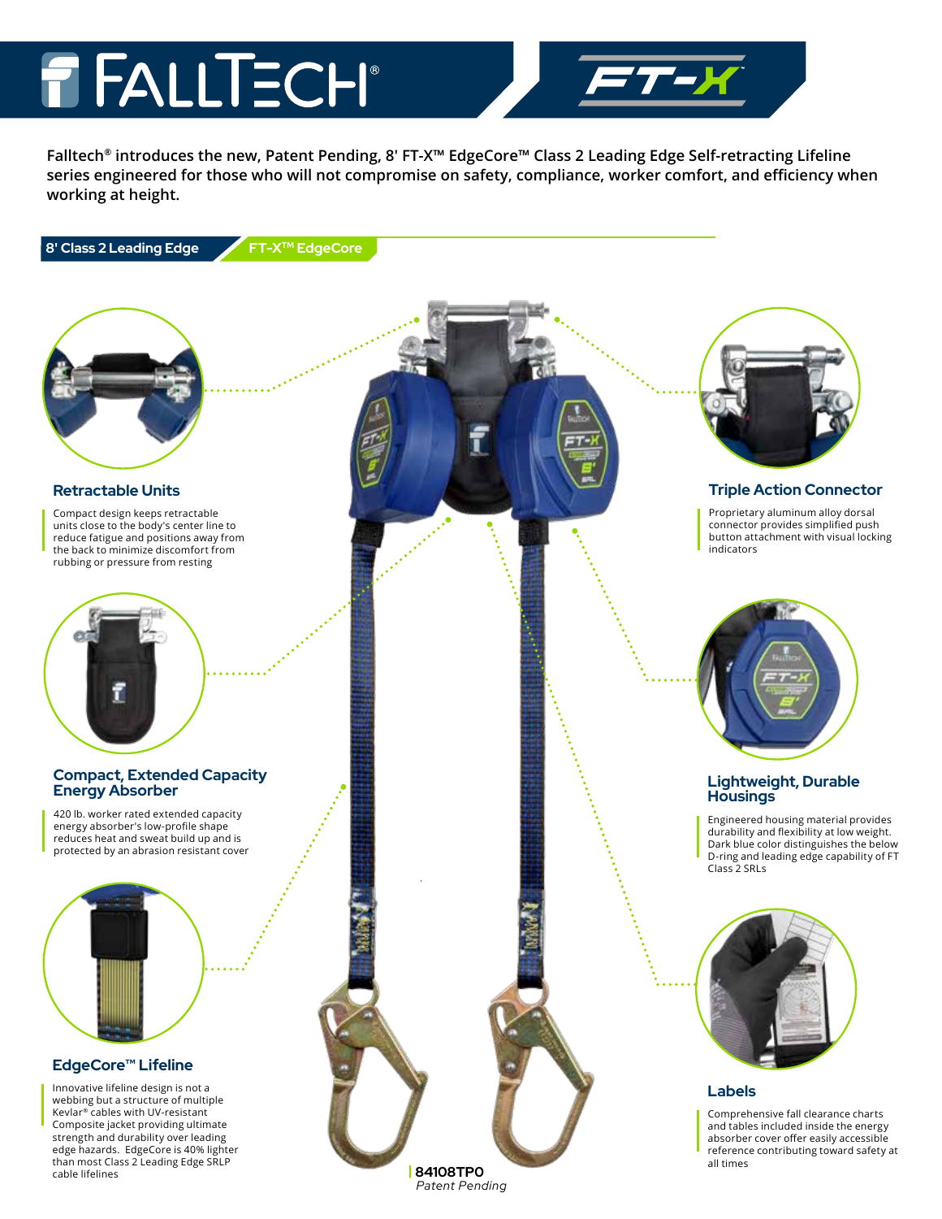# FALLTECH® FT-X

**Falltech® introduces the new, Patent Pending, 8' FT-X™ EdgeCore™ Class 2 Leading Edge Self-retracting Lifeline series engineered for those who will not compromise on safety, compliance, worker comfort, and efficiency when working at height.**

## 8' Class 2 Leading Edge FT-X™ EdgeCore

### Retractable Units

Compact design keeps retractable units close to the body's center line to reduce fatigue and positions away from the back to minimize discomfort from rubbing or pressure from resting

### Triple Action Connector

Proprietary aluminum alloy dorsal connector provides simplified push button attachment with visual locking indicators

### Compact, Extended Capacity Energy Absorber

420 lb. worker rated extended capacity energy absorber's low-profile shape reduces heat and sweat build up and is protected by an abrasion resistant cover

### Lightweight, Durable Housings

Engineered housing material provides durability and flexibility at low weight. Dark blue color distinguishes the below D-ring and leading edge capability of FT Class 2 SRLs

### EdgeCore™ Lifeline

Innovative lifeline design is not a webbing but a structure of multiple Kevlar® cables with UV-resistant Composite jacket providing ultimate strength and durability over leading edge hazards. EdgeCore is 40% lighter than most Class 2 Leading Edge SRLP cable lifelines

### Labels

Comprehensive fall clearance charts and tables included inside the energy absorber cover offer easily accessible reference contributing toward safety at all times

**84108TP0**
*Patent Pending*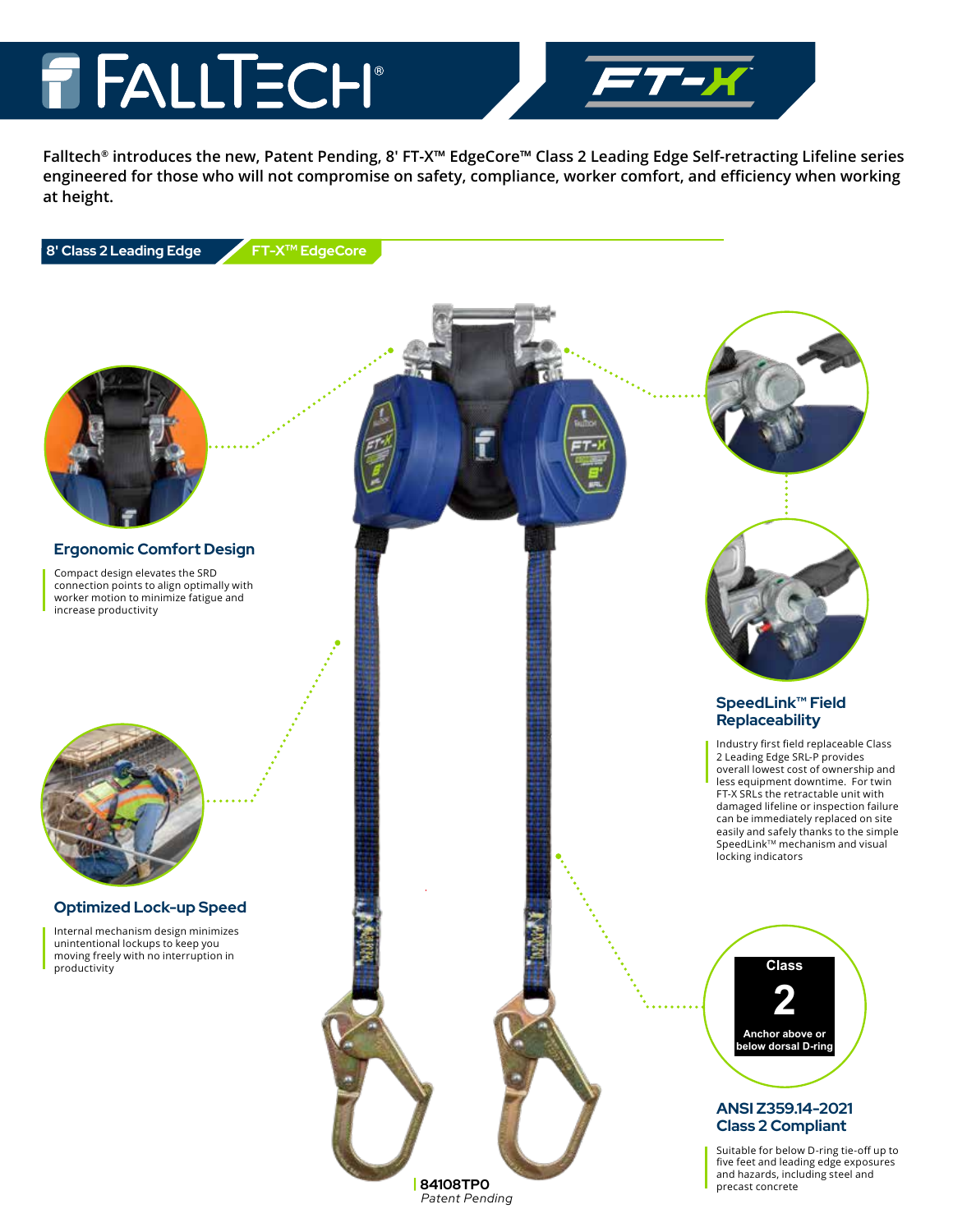# FALLTECH® FT-X

**Falltech® introduces the new, Patent Pending, 8' FT-X™ EdgeCore™ Class 2 Leading Edge Self-retracting Lifeline series engineered for those who will not compromise on safety, compliance, worker comfort, and efficiency when working at height.**

**8' Class 2 Leading Edge** | **FT-X™ EdgeCore**

### Ergonomic Comfort Design

Compact design elevates the SRD connection points to align optimally with worker motion to minimize fatigue and increase productivity

### Optimized Lock-up Speed

Internal mechanism design minimizes unintentional lockups to keep you moving freely with no interruption in productivity

### SpeedLink™ Field Replaceability

Industry first field replaceable Class 2 Leading Edge SRL-P provides overall lowest cost of ownership and less equipment downtime. For twin FT-X SRLs the retractable unit with damaged lifeline or inspection failure can be immediately replaced on site easily and safely thanks to the simple SpeedLink™ mechanism and visual locking indicators

**Class 2**
**Anchor above or below dorsal D-ring**

### ANSI Z359.14-2021 Class 2 Compliant

Suitable for below D-ring tie-off up to five feet and leading edge exposures and hazards, including steel and precast concrete

**84108TP0**
*Patent Pending*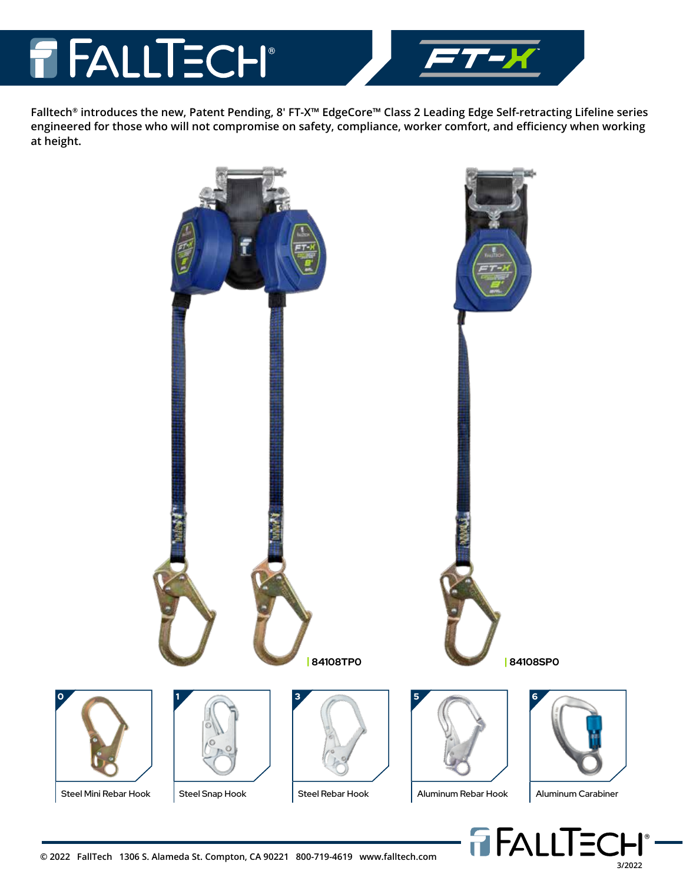# FALLTECH® FT-X™

**Falltech® introduces the new, Patent Pending, 8' FT-X™ EdgeCore™ Class 2 Leading Edge Self-retracting Lifeline series engineered for those who will not compromise on safety, compliance, worker comfort, and efficiency when working at height.**

84108TP0

84108SP0

| Code | Connector |
|---|---|
| 0 | Steel Mini Rebar Hook |
| 1 | Steel Snap Hook |
| 3 | Steel Rebar Hook |
| 5 | Aluminum Rebar Hook |
| 6 | Aluminum Carabiner |

© 2022 FallTech 1306 S. Alameda St. Compton, CA 90221 800-719-4619 www.falltech.com

3/2022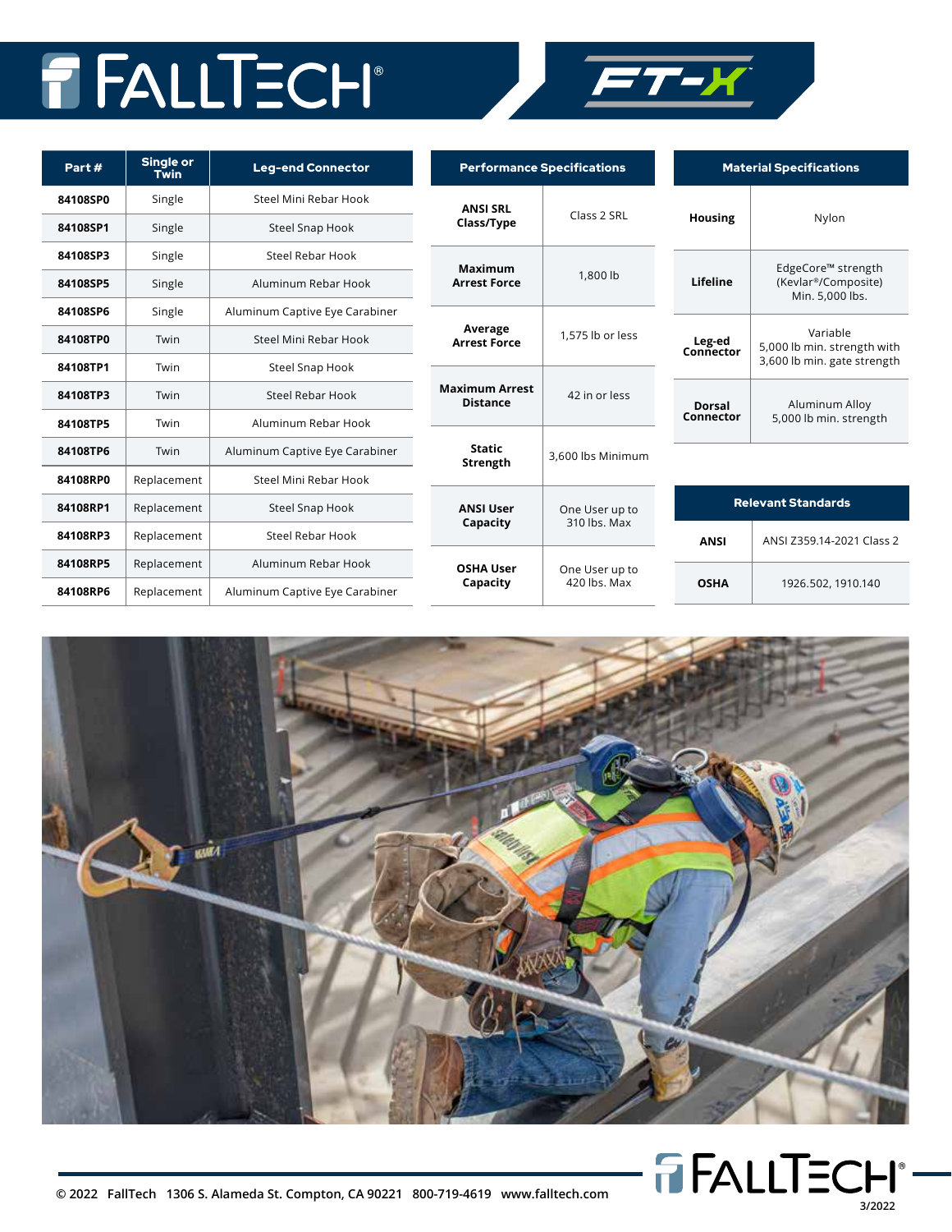# FALLTECH® FT-X

| Part # | Single or Twin | Leg-end Connector |
|---|---|---|
| 84108SP0 | Single | Steel Mini Rebar Hook |
| 84108SP1 | Single | Steel Snap Hook |
| 84108SP3 | Single | Steel Rebar Hook |
| 84108SP5 | Single | Aluminum Rebar Hook |
| 84108SP6 | Single | Aluminum Captive Eye Carabiner |
| 84108TP0 | Twin | Steel Mini Rebar Hook |
| 84108TP1 | Twin | Steel Snap Hook |
| 84108TP3 | Twin | Steel Rebar Hook |
| 84108TP5 | Twin | Aluminum Rebar Hook |
| 84108TP6 | Twin | Aluminum Captive Eye Carabiner |
| 84108RP0 | Replacement | Steel Mini Rebar Hook |
| 84108RP1 | Replacement | Steel Snap Hook |
| 84108RP3 | Replacement | Steel Rebar Hook |
| 84108RP5 | Replacement | Aluminum Rebar Hook |
| 84108RP6 | Replacement | Aluminum Captive Eye Carabiner |

| Performance Specifications | |
|---|---|
| ANSI SRL Class/Type | Class 2 SRL |
| Maximum Arrest Force | 1,800 lb |
| Average Arrest Force | 1,575 lb or less |
| Maximum Arrest Distance | 42 in or less |
| Static Strength | 3,600 lbs Minimum |
| ANSI User Capacity | One User up to 310 lbs. Max |
| OSHA User Capacity | One User up to 420 lbs. Max |

| Material Specifications | |
|---|---|
| Housing | Nylon |
| Lifeline | EdgeCore™ strength (Kevlar®/Composite) Min. 5,000 lbs. |
| Leg-ed Connector | Variable 5,000 lb min. strength with 3,600 lb min. gate strength |
| Dorsal Connector | Aluminum Alloy 5,000 lb min. strength |

| Relevant Standards | |
|---|---|
| ANSI | ANSI Z359.14-2021 Class 2 |
| OSHA | 1926.502, 1910.140 |

© 2022 FallTech 1306 S. Alameda St. Compton, CA 90221 800-719-4619 www.falltech.com

FALLTECH® 3/2022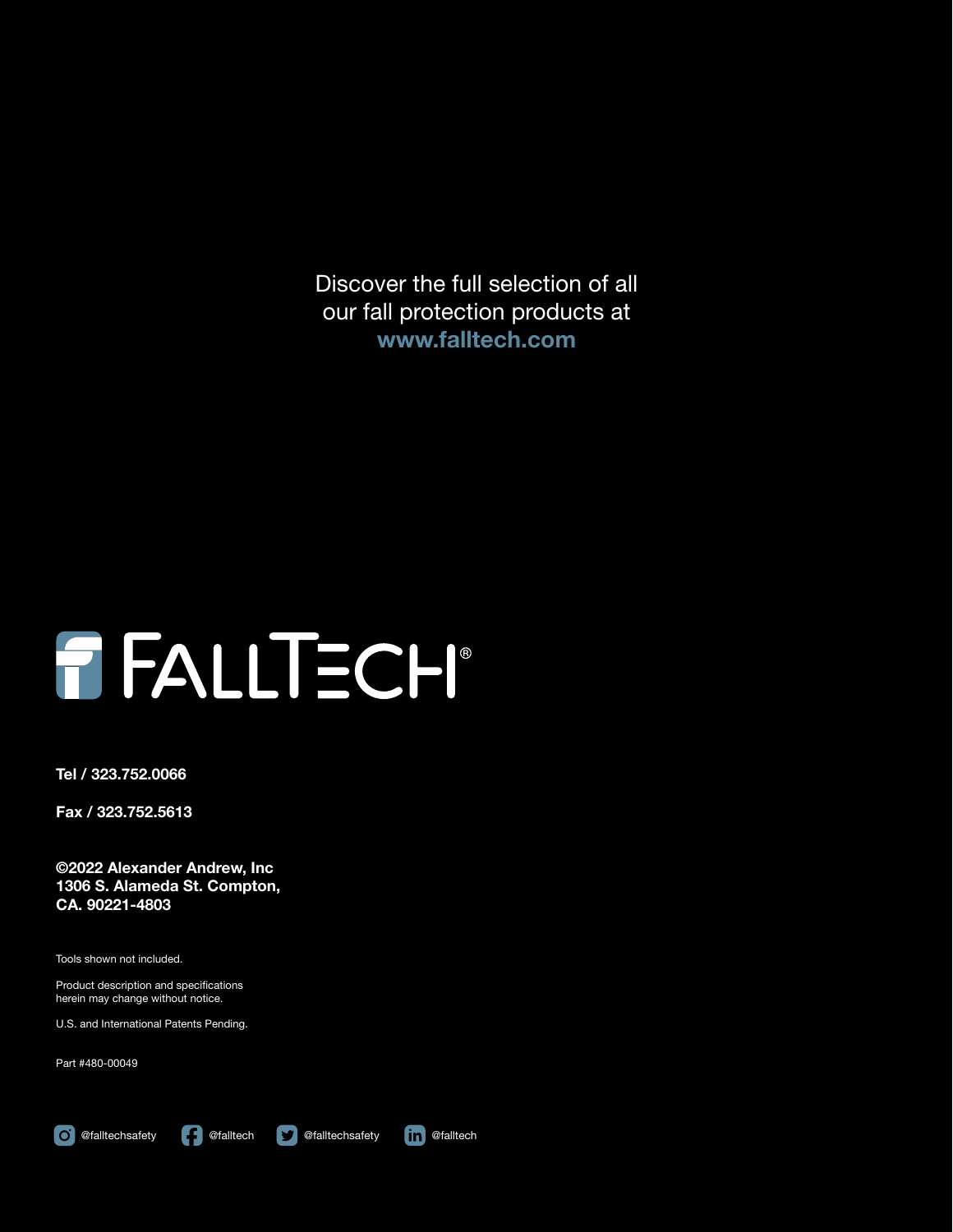Discover the full selection of all our fall protection products at **www.falltech.com**

FALLTECH®

**Tel / 323.752.0066**

**Fax / 323.752.5613**

**©2022 Alexander Andrew, Inc**
**1306 S. Alameda St. Compton,**
**CA. 90221-4803**

Tools shown not included.

Product description and specifications herein may change without notice.

U.S. and International Patents Pending.

Part #480-00049

@falltechsafety @falltech @falltechsafety @falltech